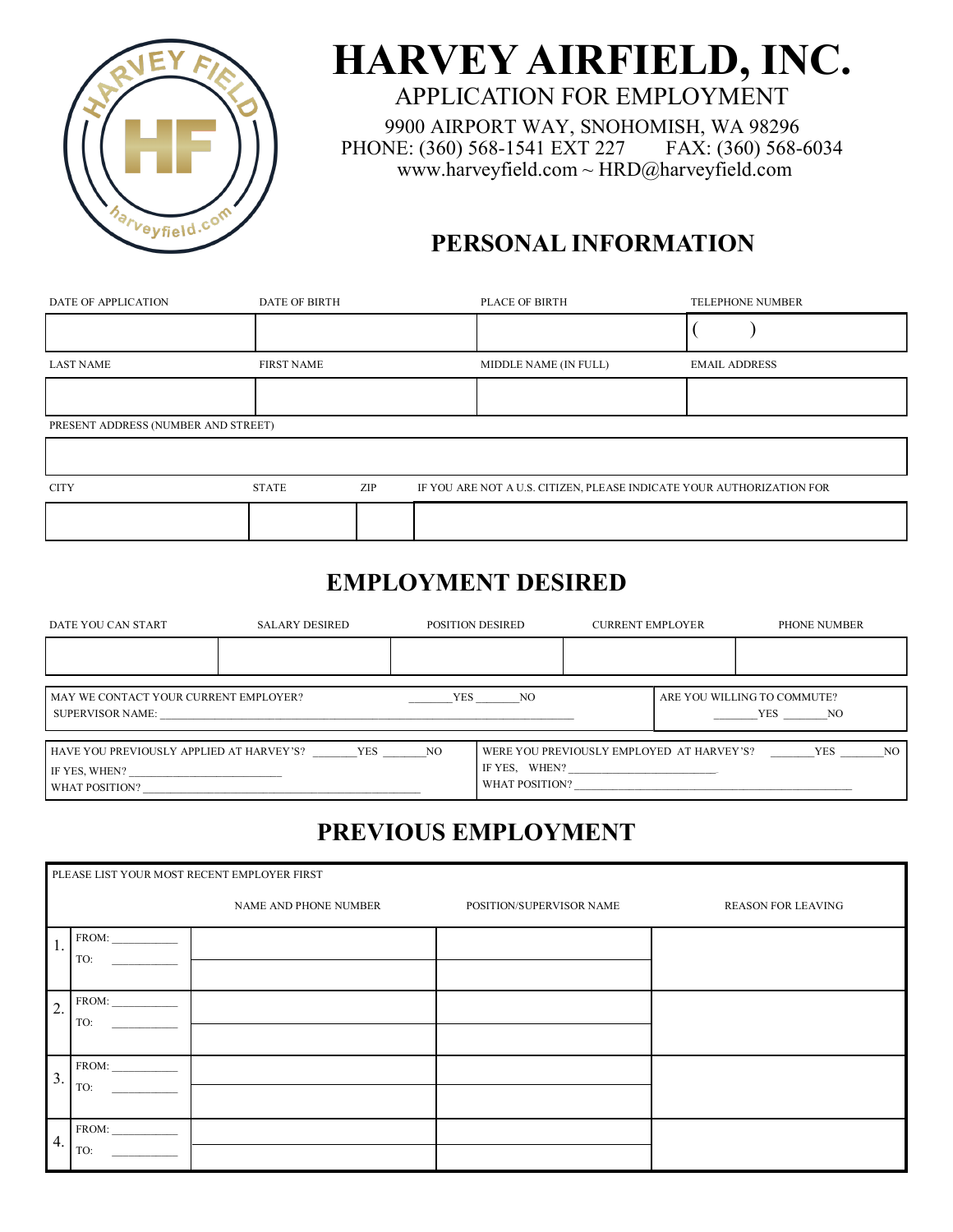# HARVEY AIRFIELD, INC.

APPLICATION FOR EMPLOYMENT

9900 AIRPORT WAY, SNOHOMISH, WA 98296
PHONE: (360) 568-1541 EXT 227 FAX: (360) 568-6034
www.harveyfield.com ~ HRD@harveyfield.com

## PERSONAL INFORMATION

| DATE OF APPLICATION | DATE OF BIRTH | PLACE OF BIRTH | TELEPHONE NUMBER |
|---|---|---|---|
| | | | ( ) |
| LAST NAME | FIRST NAME | MIDDLE NAME (IN FULL) | EMAIL ADDRESS |
| | | | |

| PRESENT ADDRESS (NUMBER AND STREET) |
|---|
| |

| CITY | STATE | ZIP | IF YOU ARE NOT A U.S. CITIZEN, PLEASE INDICATE YOUR AUTHORIZATION FOR |
|---|---|---|---|
| | | | |

## EMPLOYMENT DESIRED

| DATE YOU CAN START | SALARY DESIRED | POSITION DESIRED | CURRENT EMPLOYER | PHONE NUMBER |
|---|---|---|---|---|
| | | | | |

MAY WE CONTACT YOUR CURRENT EMPLOYER? _______YES _______NO
SUPERVISOR NAME: ___________________________

ARE YOU WILLING TO COMMUTE? _______YES _______NO

HAVE YOU PREVIOUSLY APPLIED AT HARVEY'S? _______YES _______NO
IF YES, WHEN? ___________________
WHAT POSITION? ___________________

WERE YOU PREVIOUSLY EMPLOYED AT HARVEY'S? _______YES _______NO
IF YES, WHEN? ___________________
WHAT POSITION? ___________________

## PREVIOUS EMPLOYMENT

PLEASE LIST YOUR MOST RECENT EMPLOYER FIRST

| | | NAME AND PHONE NUMBER | POSITION/SUPERVISOR NAME | REASON FOR LEAVING |
|---|---|---|---|---|
| 1. | FROM: ________ TO: ________ | | | |
| 2. | FROM: ________ TO: ________ | | | |
| 3. | FROM: ________ TO: ________ | | | |
| 4. | FROM: ________ TO: ________ | | | |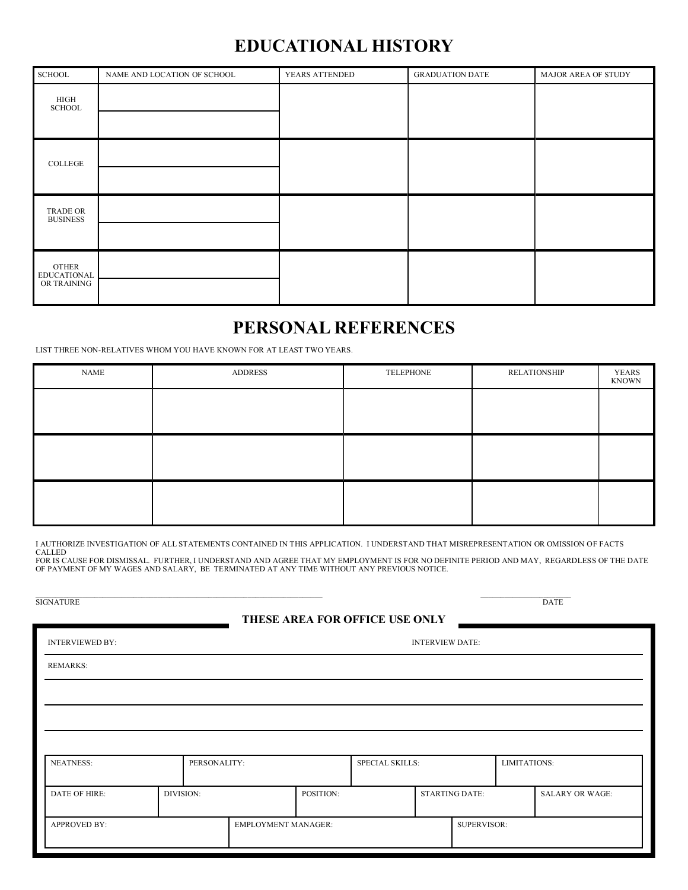# EDUCATIONAL HISTORY

| SCHOOL | NAME AND LOCATION OF SCHOOL | YEARS ATTENDED | GRADUATION DATE | MAJOR AREA OF STUDY |
|---|---|---|---|---|
| HIGH SCHOOL | | | | |
| COLLEGE | | | | |
| TRADE OR BUSINESS | | | | |
| OTHER EDUCATIONAL OR TRAINING | | | | |

# PERSONAL REFERENCES

LIST THREE NON-RELATIVES WHOM YOU HAVE KNOWN FOR AT LEAST TWO YEARS.

| NAME | ADDRESS | TELEPHONE | RELATIONSHIP | YEARS KNOWN |
|---|---|---|---|---|
| | | | | |
| | | | | |
| | | | | |

I AUTHORIZE INVESTIGATION OF ALL STATEMENTS CONTAINED IN THIS APPLICATION. I UNDERSTAND THAT MISREPRESENTATION OR OMISSION OF FACTS CALLED FOR IS CAUSE FOR DISMISSAL. FURTHER, I UNDERSTAND AND AGREE THAT MY EMPLOYMENT IS FOR NO DEFINITE PERIOD AND MAY, REGARDLESS OF THE DATE OF PAYMENT OF MY WAGES AND SALARY, BE TERMINATED AT ANY TIME WITHOUT ANY PREVIOUS NOTICE.

SIGNATURE ______________________________ DATE ______________

## THESE AREA FOR OFFICE USE ONLY

INTERVIEWED BY: INTERVIEW DATE:

REMARKS:

| NEATNESS: | PERSONALITY: | SPECIAL SKILLS: | LIMITATIONS: | |
|---|---|---|---|---|
| DATE OF HIRE: | DIVISION: | POSITION: | STARTING DATE: | SALARY OR WAGE: |
| APPROVED BY: | EMPLOYMENT MANAGER: | SUPERVISOR: | | |